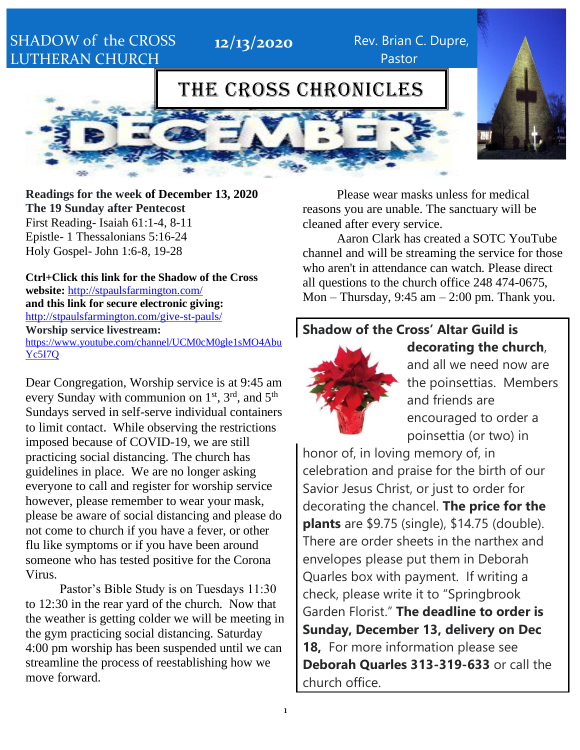SHADOW of the CROSS LUTHERAN CHURCH

**12/13/2020**

Rev. Brian C. Dupre, Pastor

# THE CROSS CHRONICLES

## DECEMBER

**Readings for the week of December 13, 2020**
**The 19 Sunday after Pentecost**
First Reading- Isaiah 61:1-4, 8-11
Epistle- 1 Thessalonians 5:16-24
Holy Gospel- John 1:6-8, 19-28

**Ctrl+Click this link for the Shadow of the Cross website:** http://stpaulsfarmington.com/
**and this link for secure electronic giving:** http://stpaulsfarmington.com/give-st-pauls/
**Worship service livestream:** https://www.youtube.com/channel/UCM0cM0gle1sMO4AbuYc5I7Q

Dear Congregation, Worship service is at 9:45 am every Sunday with communion on 1st, 3rd, and 5th Sundays served in self-serve individual containers to limit contact. While observing the restrictions imposed because of COVID-19, we are still practicing social distancing. The church has guidelines in place. We are no longer asking everyone to call and register for worship service however, please remember to wear your mask, please be aware of social distancing and please do not come to church if you have a fever, or other flu like symptoms or if you have been around someone who has tested positive for the Corona Virus.

Pastor's Bible Study is on Tuesdays 11:30 to 12:30 in the rear yard of the church. Now that the weather is getting colder we will be meeting in the gym practicing social distancing. Saturday 4:00 pm worship has been suspended until we can streamline the process of reestablishing how we move forward.

Please wear masks unless for medical reasons you are unable. The sanctuary will be cleaned after every service.

Aaron Clark has created a SOTC YouTube channel and will be streaming the service for those who aren't in attendance can watch. Please direct all questions to the church office 248 474-0675, Mon – Thursday, 9:45 am – 2:00 pm. Thank you.

**Shadow of the Cross' Altar Guild is decorating the church**, and all we need now are the poinsettias. Members and friends are encouraged to order a poinsettia (or two) in honor of, in loving memory of, in celebration and praise for the birth of our Savior Jesus Christ, or just to order for decorating the chancel. **The price for the plants** are $9.75 (single), $14.75 (double). There are order sheets in the narthex and envelopes please put them in Deborah Quarles box with payment. If writing a check, please write it to "Springbrook Garden Florist." **The deadline to order is Sunday, December 13, delivery on Dec 18,** For more information please see **Deborah Quarles 313-319-633** or call the church office.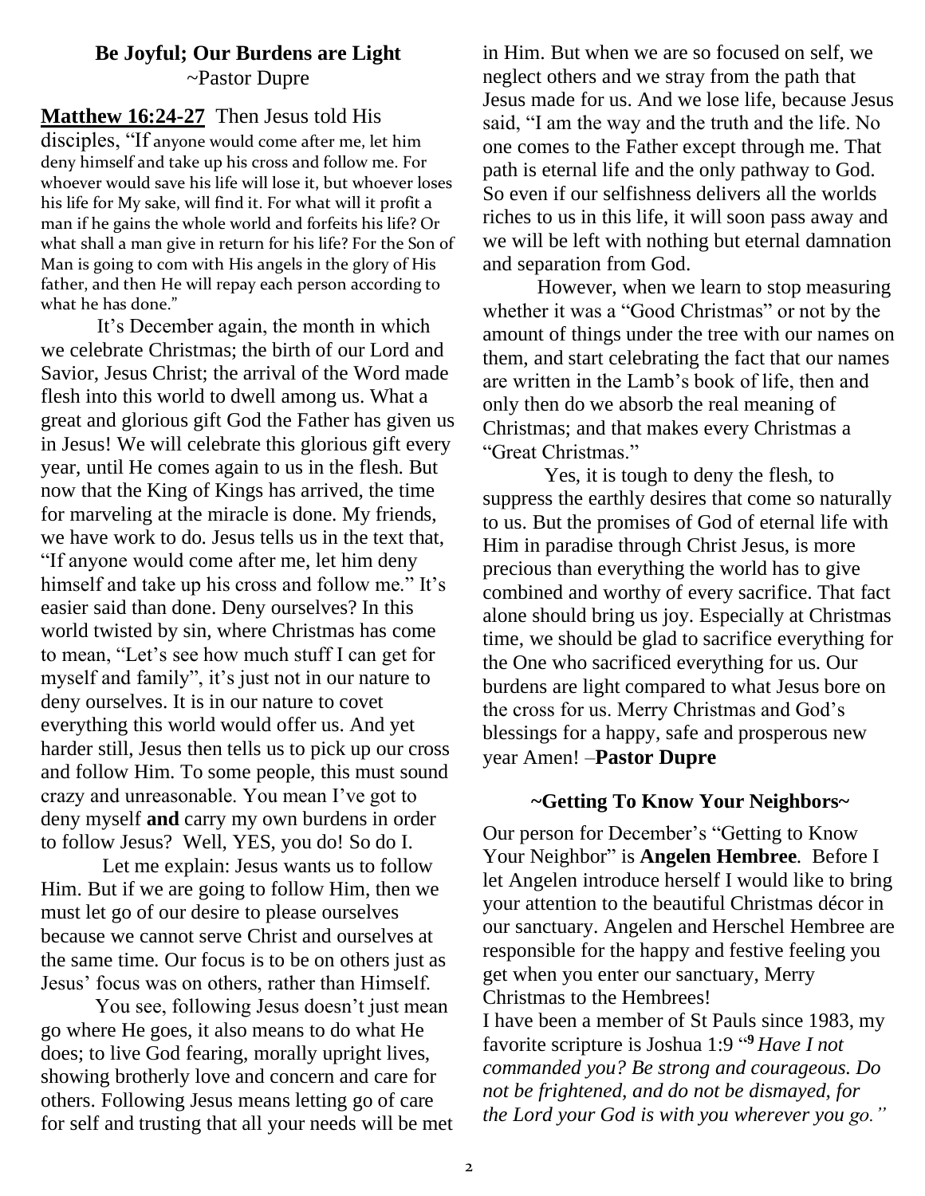## Be Joyful; Our Burdens are Light

~Pastor Dupre

**Matthew 16:24-27** Then Jesus told His disciples, "If anyone would come after me, let him deny himself and take up his cross and follow me. For whoever would save his life will lose it, but whoever loses his life for My sake, will find it. For what will it profit a man if he gains the whole world and forfeits his life? Or what shall a man give in return for his life? For the Son of Man is going to com with His angels in the glory of His father, and then He will repay each person according to what he has done."

It's December again, the month in which we celebrate Christmas; the birth of our Lord and Savior, Jesus Christ; the arrival of the Word made flesh into this world to dwell among us. What a great and glorious gift God the Father has given us in Jesus! We will celebrate this glorious gift every year, until He comes again to us in the flesh. But now that the King of Kings has arrived, the time for marveling at the miracle is done. My friends, we have work to do. Jesus tells us in the text that, "If anyone would come after me, let him deny himself and take up his cross and follow me." It's easier said than done. Deny ourselves? In this world twisted by sin, where Christmas has come to mean, "Let's see how much stuff I can get for myself and family", it's just not in our nature to deny ourselves. It is in our nature to covet everything this world would offer us. And yet harder still, Jesus then tells us to pick up our cross and follow Him. To some people, this must sound crazy and unreasonable. You mean I've got to deny myself **and** carry my own burdens in order to follow Jesus? Well, YES, you do! So do I.

Let me explain: Jesus wants us to follow Him. But if we are going to follow Him, then we must let go of our desire to please ourselves because we cannot serve Christ and ourselves at the same time. Our focus is to be on others just as Jesus' focus was on others, rather than Himself.

You see, following Jesus doesn't just mean go where He goes, it also means to do what He does; to live God fearing, morally upright lives, showing brotherly love and concern and care for others. Following Jesus means letting go of care for self and trusting that all your needs will be met in Him. But when we are so focused on self, we neglect others and we stray from the path that Jesus made for us. And we lose life, because Jesus said, "I am the way and the truth and the life. No one comes to the Father except through me. That path is eternal life and the only pathway to God. So even if our selfishness delivers all the worlds riches to us in this life, it will soon pass away and we will be left with nothing but eternal damnation and separation from God.

However, when we learn to stop measuring whether it was a "Good Christmas" or not by the amount of things under the tree with our names on them, and start celebrating the fact that our names are written in the Lamb's book of life, then and only then do we absorb the real meaning of Christmas; and that makes every Christmas a "Great Christmas."

Yes, it is tough to deny the flesh, to suppress the earthly desires that come so naturally to us. But the promises of God of eternal life with Him in paradise through Christ Jesus, is more precious than everything the world has to give combined and worthy of every sacrifice. That fact alone should bring us joy. Especially at Christmas time, we should be glad to sacrifice everything for the One who sacrificed everything for us. Our burdens are light compared to what Jesus bore on the cross for us. Merry Christmas and God's blessings for a happy, safe and prosperous new year Amen! –**Pastor Dupre**

## ~Getting To Know Your Neighbors~

Our person for December's "Getting to Know Your Neighbor" is **Angelen Hembree**. Before I let Angelen introduce herself I would like to bring your attention to the beautiful Christmas décor in our sanctuary. Angelen and Herschel Hembree are responsible for the happy and festive feeling you get when you enter our sanctuary, Merry Christmas to the Hembrees!

I have been a member of St Pauls since 1983, my favorite scripture is Joshua 1:9 "[9] *Have I not commanded you? Be strong and courageous. Do not be frightened, and do not be dismayed, for the Lord your God is with you wherever you go."*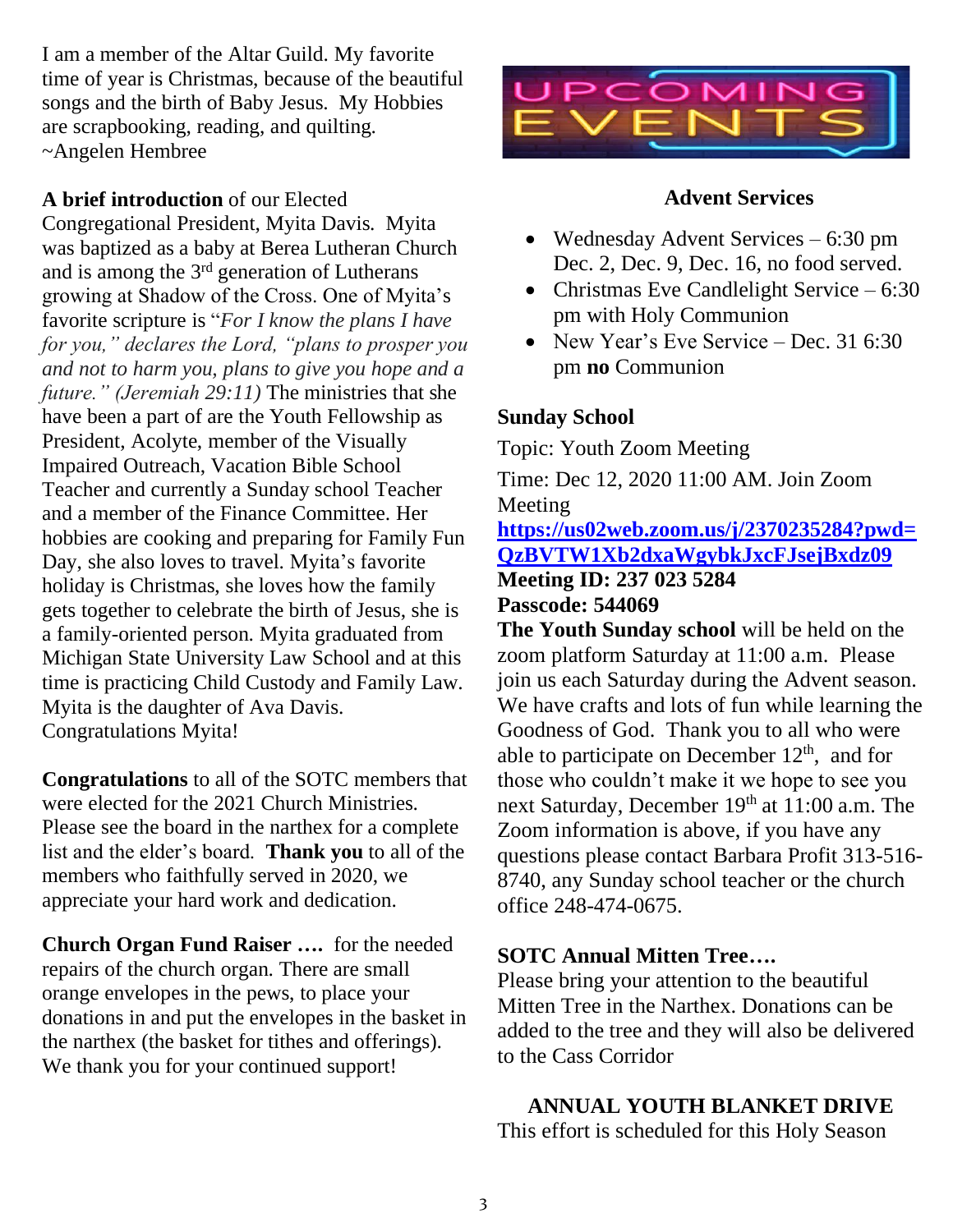I am a member of the Altar Guild. My favorite time of year is Christmas, because of the beautiful songs and the birth of Baby Jesus. My Hobbies are scrapbooking, reading, and quilting.
~Angelen Hembree

**A brief introduction** of our Elected Congregational President, Myita Davis. Myita was baptized as a baby at Berea Lutheran Church and is among the 3rd generation of Lutherans growing at Shadow of the Cross. One of Myita's favorite scripture is "*For I know the plans I have for you," declares the Lord, "plans to prosper you and not to harm you, plans to give you hope and a future." (Jeremiah 29:11)* The ministries that she have been a part of are the Youth Fellowship as President, Acolyte, member of the Visually Impaired Outreach, Vacation Bible School Teacher and currently a Sunday school Teacher and a member of the Finance Committee. Her hobbies are cooking and preparing for Family Fun Day, she also loves to travel. Myita's favorite holiday is Christmas, she loves how the family gets together to celebrate the birth of Jesus, she is a family-oriented person. Myita graduated from Michigan State University Law School and at this time is practicing Child Custody and Family Law. Myita is the daughter of Ava Davis. Congratulations Myita!

**Congratulations** to all of the SOTC members that were elected for the 2021 Church Ministries. Please see the board in the narthex for a complete list and the elder's board. **Thank you** to all of the members who faithfully served in 2020, we appreciate your hard work and dedication.

**Church Organ Fund Raiser ….** for the needed repairs of the church organ. There are small orange envelopes in the pews, to place your donations in and put the envelopes in the basket in the narthex (the basket for tithes and offerings). We thank you for your continued support!

# UPCOMING EVENTS

### Advent Services

- Wednesday Advent Services – 6:30 pm Dec. 2, Dec. 9, Dec. 16, no food served.
- Christmas Eve Candlelight Service – 6:30 pm with Holy Communion
- New Year's Eve Service – Dec. 31 6:30 pm **no** Communion

### Sunday School

Topic: Youth Zoom Meeting

Time: Dec 12, 2020 11:00 AM. Join Zoom Meeting

**https://us02web.zoom.us/j/2370235284?pwd=QzBVTW1Xb2dxaWgybkJxcFJsejBxdz09**

**Meeting ID: 237 023 5284**
**Passcode: 544069**

**The Youth Sunday school** will be held on the zoom platform Saturday at 11:00 a.m. Please join us each Saturday during the Advent season. We have crafts and lots of fun while learning the Goodness of God. Thank you to all who were able to participate on December 12th, and for those who couldn't make it we hope to see you next Saturday, December 19th at 11:00 a.m. The Zoom information is above, if you have any questions please contact Barbara Profit 313-516-8740, any Sunday school teacher or the church office 248-474-0675.

### SOTC Annual Mitten Tree….

Please bring your attention to the beautiful Mitten Tree in the Narthex. Donations can be added to the tree and they will also be delivered to the Cass Corridor

### ANNUAL YOUTH BLANKET DRIVE

This effort is scheduled for this Holy Season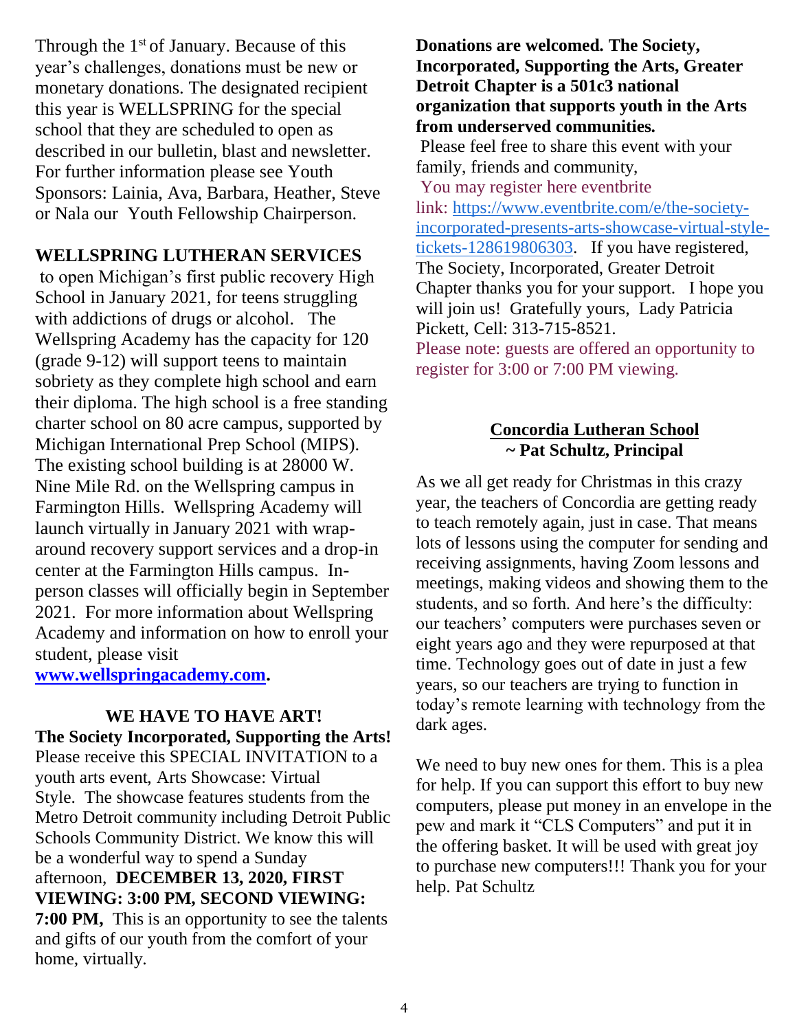Through the 1st of January. Because of this year's challenges, donations must be new or monetary donations. The designated recipient this year is WELLSPRING for the special school that they are scheduled to open as described in our bulletin, blast and newsletter. For further information please see Youth Sponsors: Lainia, Ava, Barbara, Heather, Steve or Nala our Youth Fellowship Chairperson.

**WELLSPRING LUTHERAN SERVICES**

to open Michigan's first public recovery High School in January 2021, for teens struggling with addictions of drugs or alcohol. The Wellspring Academy has the capacity for 120 (grade 9-12) will support teens to maintain sobriety as they complete high school and earn their diploma. The high school is a free standing charter school on 80 acre campus, supported by Michigan International Prep School (MIPS). The existing school building is at 28000 W. Nine Mile Rd. on the Wellspring campus in Farmington Hills. Wellspring Academy will launch virtually in January 2021 with wrap-around recovery support services and a drop-in center at the Farmington Hills campus. In-person classes will officially begin in September 2021. For more information about Wellspring Academy and information on how to enroll your student, please visit **www.wellspringacademy.com.**

**WE HAVE TO HAVE ART!**

**The Society Incorporated, Supporting the Arts!**

Please receive this SPECIAL INVITATION to a youth arts event, Arts Showcase: Virtual Style. The showcase features students from the Metro Detroit community including Detroit Public Schools Community District. We know this will be a wonderful way to spend a Sunday afternoon, **DECEMBER 13, 2020, FIRST VIEWING: 3:00 PM, SECOND VIEWING: 7:00 PM,** This is an opportunity to see the talents and gifts of our youth from the comfort of your home, virtually.

**Donations are welcomed. The Society, Incorporated, Supporting the Arts, Greater Detroit Chapter is a 501c3 national organization that supports youth in the Arts from underserved communities.**

Please feel free to share this event with your family, friends and community,

You may register here eventbrite link: https://www.eventbrite.com/e/the-society-incorporated-presents-arts-showcase-virtual-style-tickets-128619806303. If you have registered, The Society, Incorporated, Greater Detroit Chapter thanks you for your support. I hope you will join us! Gratefully yours, Lady Patricia Pickett, Cell: 313-715-8521.

Please note: guests are offered an opportunity to register for 3:00 or 7:00 PM viewing.

## Concordia Lutheran School
**~ Pat Schultz, Principal**

As we all get ready for Christmas in this crazy year, the teachers of Concordia are getting ready to teach remotely again, just in case. That means lots of lessons using the computer for sending and receiving assignments, having Zoom lessons and meetings, making videos and showing them to the students, and so forth. And here's the difficulty: our teachers' computers were purchases seven or eight years ago and they were repurposed at that time. Technology goes out of date in just a few years, so our teachers are trying to function in today's remote learning with technology from the dark ages.

We need to buy new ones for them. This is a plea for help. If you can support this effort to buy new computers, please put money in an envelope in the pew and mark it "CLS Computers" and put it in the offering basket. It will be used with great joy to purchase new computers!!! Thank you for your help. Pat Schultz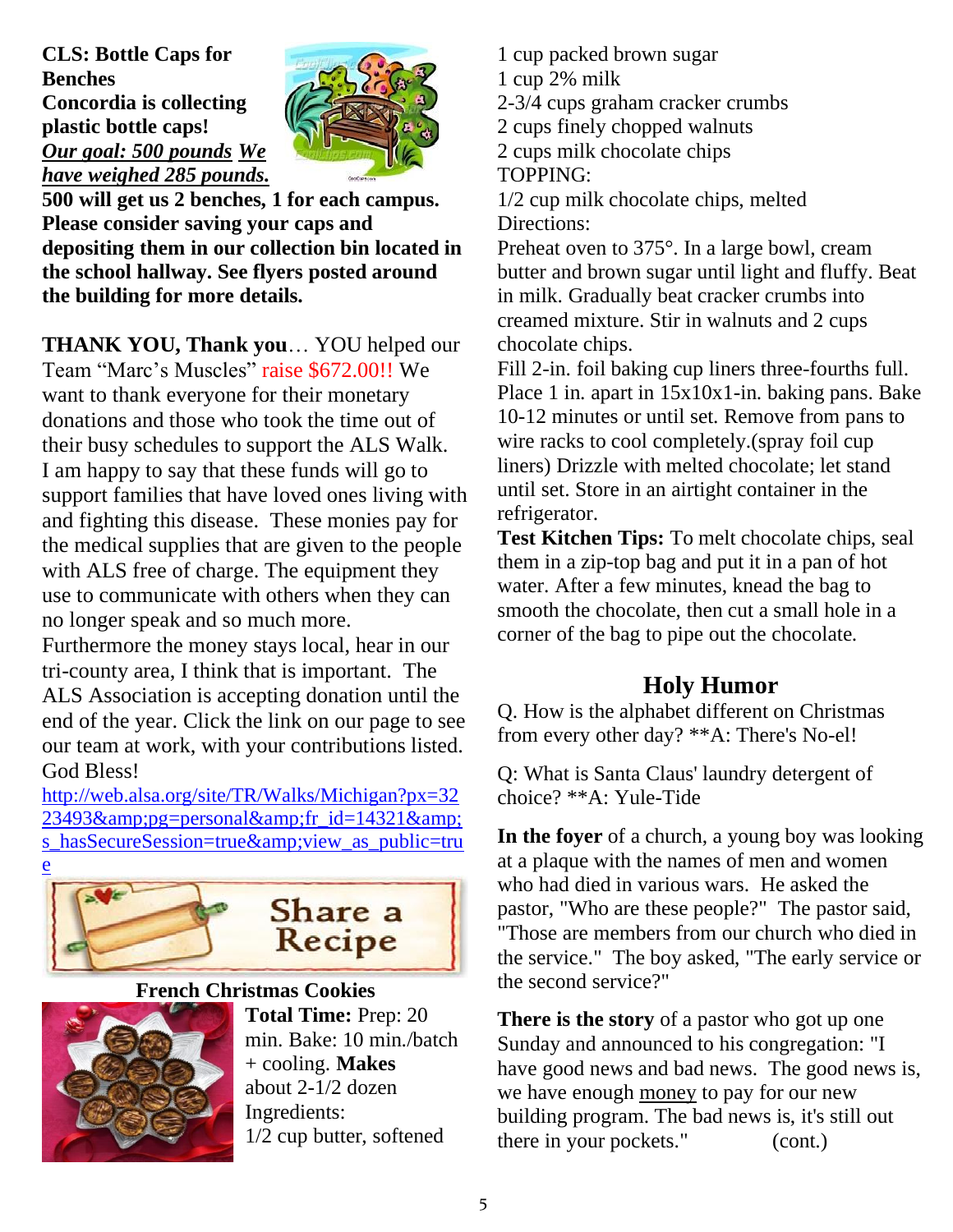**CLS: Bottle Caps for Benches**

**Concordia is collecting plastic bottle caps!**

***Our goal: 500 pounds*** ***We have weighed 285 pounds.***

**500 will get us 2 benches, 1 for each campus. Please consider saving your caps and depositing them in our collection bin located in the school hallway. See flyers posted around the building for more details.**

**THANK YOU, Thank you**… YOU helped our Team "Marc's Muscles" raise $672.00!! We want to thank everyone for their monetary donations and those who took the time out of their busy schedules to support the ALS Walk. I am happy to say that these funds will go to support families that have loved ones living with and fighting this disease. These monies pay for the medical supplies that are given to the people with ALS free of charge. The equipment they use to communicate with others when they can no longer speak and so much more. Furthermore the money stays local, hear in our tri-county area, I think that is important. The ALS Association is accepting donation until the end of the year. Click the link on our page to see our team at work, with your contributions listed. God Bless!

http://web.alsa.org/site/TR/Walks/Michigan?px=3223493&amp;pg=personal&amp;fr_id=14321&amp;s_hasSecureSession=true&amp;view_as_public=true

## Share a Recipe

### French Christmas Cookies

**Total Time:** Prep: 20 min. Bake: 10 min./batch + cooling. **Makes** about 2-1/2 dozen

Ingredients:

1/2 cup butter, softened
1 cup packed brown sugar
1 cup 2% milk
2-3/4 cups graham cracker crumbs
2 cups finely chopped walnuts
2 cups milk chocolate chips

TOPPING:

1/2 cup milk chocolate chips, melted

Directions:

Preheat oven to 375°. In a large bowl, cream butter and brown sugar until light and fluffy. Beat in milk. Gradually beat cracker crumbs into creamed mixture. Stir in walnuts and 2 cups chocolate chips.

Fill 2-in. foil baking cup liners three-fourths full. Place 1 in. apart in 15x10x1-in. baking pans. Bake 10-12 minutes or until set. Remove from pans to wire racks to cool completely.(spray foil cup liners) Drizzle with melted chocolate; let stand until set. Store in an airtight container in the refrigerator.

**Test Kitchen Tips:** To melt chocolate chips, seal them in a zip-top bag and put it in a pan of hot water. After a few minutes, knead the bag to smooth the chocolate, then cut a small hole in a corner of the bag to pipe out the chocolate.

## Holy Humor

Q. How is the alphabet different on Christmas from every other day? **A: There's No-el!

Q: What is Santa Claus' laundry detergent of choice? **A: Yule-Tide

**In the foyer** of a church, a young boy was looking at a plaque with the names of men and women who had died in various wars. He asked the pastor, "Who are these people?" The pastor said, "Those are members from our church who died in the service." The boy asked, "The early service or the second service?"

**There is the story** of a pastor who got up one Sunday and announced to his congregation: "I have good news and bad news. The good news is, we have enough money to pay for our new building program. The bad news is, it's still out there in your pockets." (cont.)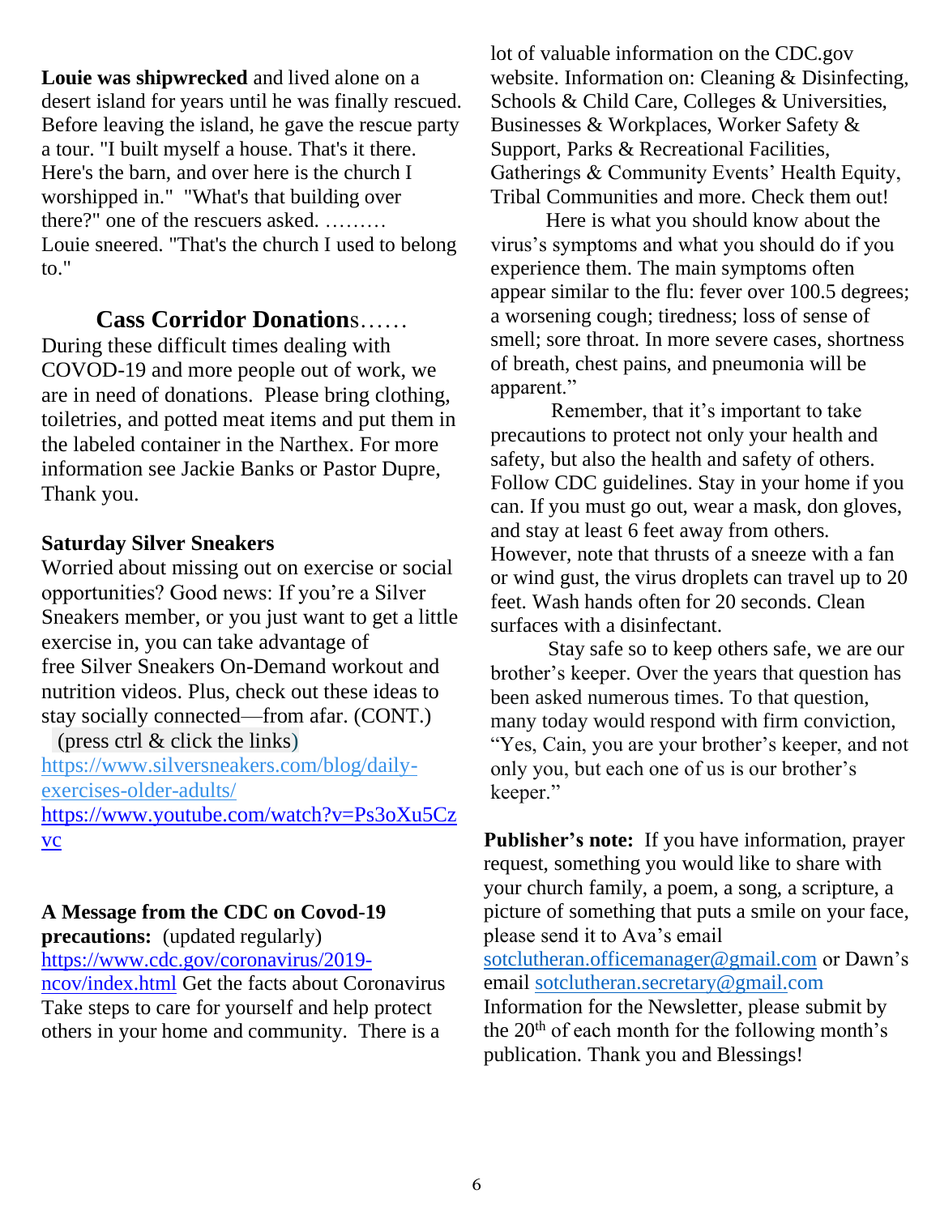**Louie was shipwrecked** and lived alone on a desert island for years until he was finally rescued. Before leaving the island, he gave the rescue party a tour. "I built myself a house. That's it there. Here's the barn, and over here is the church I worshipped in." "What's that building over there?" one of the rescuers asked. ……… Louie sneered. "That's the church I used to belong to."

## Cass Corridor Donations……

During these difficult times dealing with COVOD-19 and more people out of work, we are in need of donations. Please bring clothing, toiletries, and potted meat items and put them in the labeled container in the Narthex. For more information see Jackie Banks or Pastor Dupre, Thank you.

**Saturday Silver Sneakers**

Worried about missing out on exercise or social opportunities? Good news: If you're a Silver Sneakers member, or you just want to get a little exercise in, you can take advantage of free Silver Sneakers On-Demand workout and nutrition videos. Plus, check out these ideas to stay socially connected—from afar. (CONT.)

(press ctrl & click the links)

https://www.silversneakers.com/blog/daily-exercises-older-adults/

https://www.youtube.com/watch?v=Ps3oXu5Czvc

**A Message from the CDC on Covod-19 precautions:** (updated regularly)

https://www.cdc.gov/coronavirus/2019-ncov/index.html Get the facts about Coronavirus Take steps to care for yourself and help protect others in your home and community. There is a lot of valuable information on the CDC.gov website. Information on: Cleaning & Disinfecting, Schools & Child Care, Colleges & Universities, Businesses & Workplaces, Worker Safety & Support, Parks & Recreational Facilities, Gatherings & Community Events' Health Equity, Tribal Communities and more. Check them out!

Here is what you should know about the virus's symptoms and what you should do if you experience them. The main symptoms often appear similar to the flu: fever over 100.5 degrees; a worsening cough; tiredness; loss of sense of smell; sore throat. In more severe cases, shortness of breath, chest pains, and pneumonia will be apparent."

Remember, that it's important to take precautions to protect not only your health and safety, but also the health and safety of others. Follow CDC guidelines. Stay in your home if you can. If you must go out, wear a mask, don gloves, and stay at least 6 feet away from others. However, note that thrusts of a sneeze with a fan or wind gust, the virus droplets can travel up to 20 feet. Wash hands often for 20 seconds. Clean surfaces with a disinfectant.

Stay safe so to keep others safe, we are our brother's keeper. Over the years that question has been asked numerous times. To that question, many today would respond with firm conviction, "Yes, Cain, you are your brother's keeper, and not only you, but each one of us is our brother's keeper."

**Publisher's note:** If you have information, prayer request, something you would like to share with your church family, a poem, a song, a scripture, a picture of something that puts a smile on your face, please send it to Ava's email sotclutheran.officemanager@gmail.com or Dawn's email sotclutheran.secretary@gmail.com Information for the Newsletter, please submit by the 20th of each month for the following month's publication. Thank you and Blessings!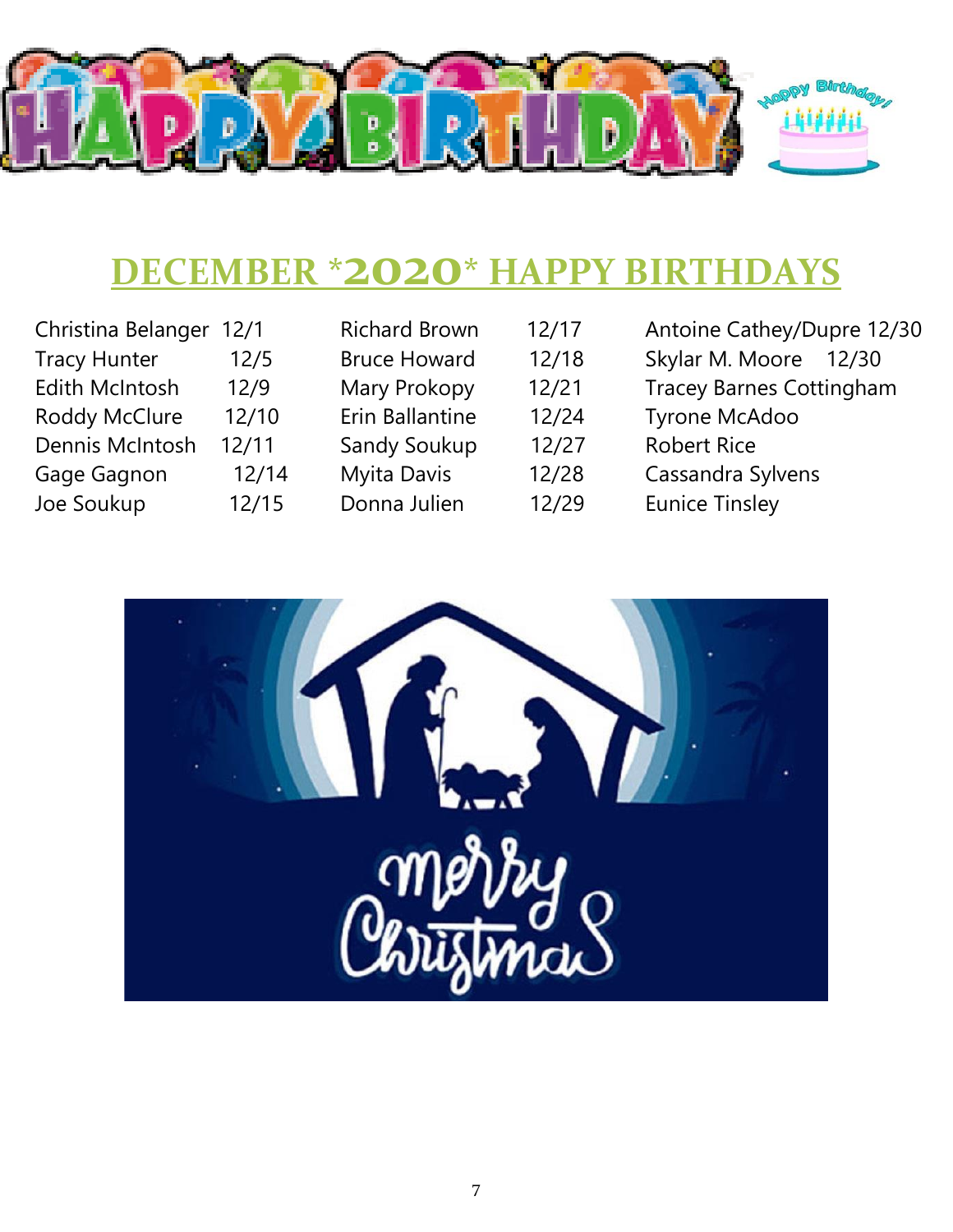# DECEMBER *2020* HAPPY BIRTHDAYS

| | | | | |
|---|---|---|---|---|
| Christina Belanger 12/1 | Richard Brown | 12/17 | Antoine Cathey/Dupre 12/30 |
| Tracy Hunter 12/5 | Bruce Howard | 12/18 | Skylar M. Moore 12/30 |
| Edith McIntosh 12/9 | Mary Prokopy | 12/21 | Tracey Barnes Cottingham |
| Roddy McClure 12/10 | Erin Ballantine | 12/24 | Tyrone McAdoo |
| Dennis McIntosh 12/11 | Sandy Soukup | 12/27 | Robert Rice |
| Gage Gagnon 12/14 | Myita Davis | 12/28 | Cassandra Sylvens |
| Joe Soukup 12/15 | Donna Julien | 12/29 | Eunice Tinsley |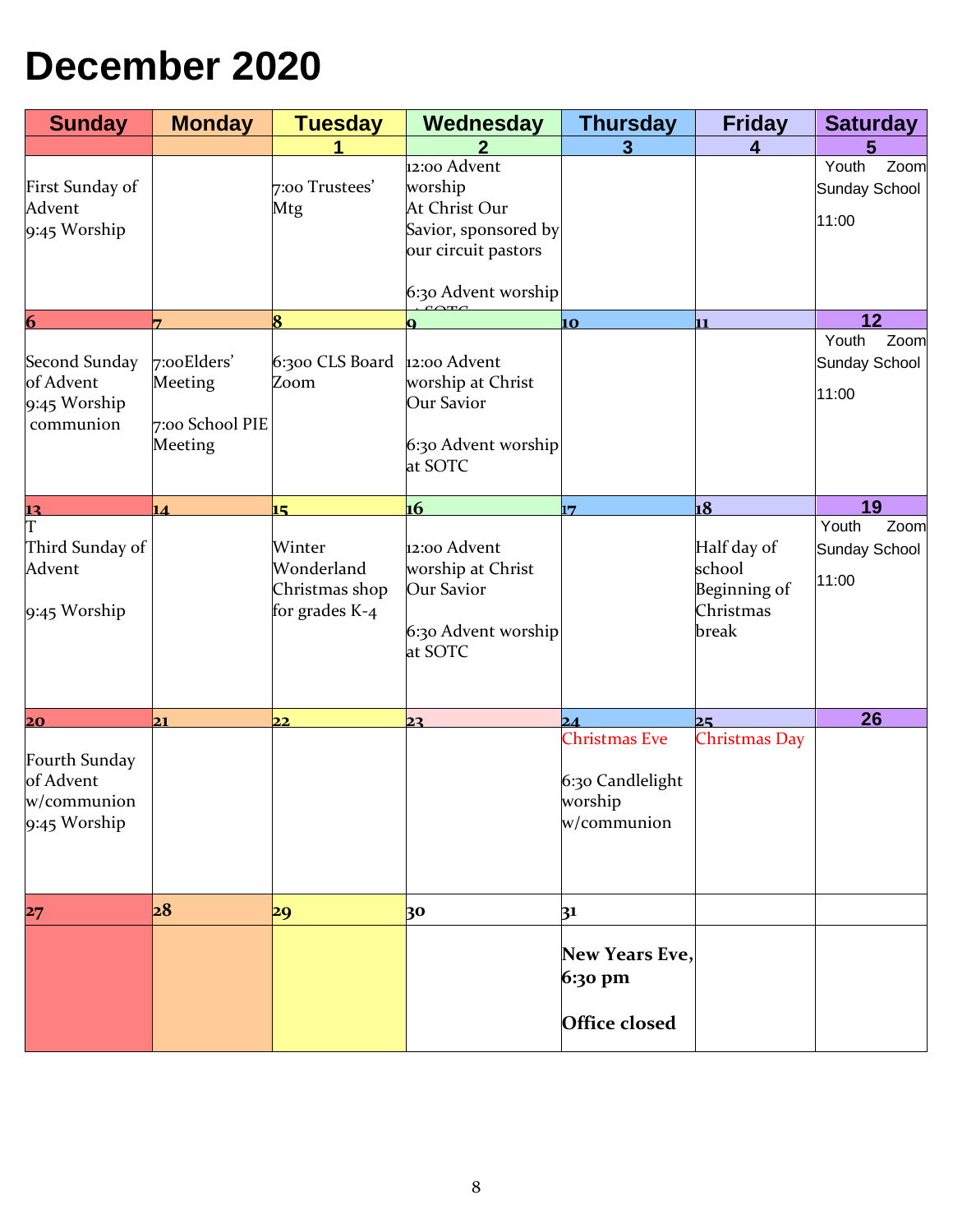# December 2020

| Sunday | Monday | Tuesday | Wednesday | Thursday | Friday | Saturday |
|---|---|---|---|---|---|---|
| | | 1 | 2 | 3 | 4 | 5 |
| First Sunday of Advent<br>9:45 Worship | | 7:00 Trustees' Mtg | 12:00 Advent worship<br>At Christ Our Savior, sponsored by our circuit pastors<br><br>6:30 Advent worship at SOTC | | | Youth Zoom Sunday School<br><br>11:00 |
| 6 | 7 | 8 | 9 | 10 | 11 | 12 |
| Second Sunday of Advent<br>9:45 Worship<br>communion | 7:00Elders' Meeting<br><br>7:00 School PIE Meeting | 6:300 CLS Board Zoom | 12:00 Advent worship at Christ Our Savior<br><br>6:30 Advent worship at SOTC | | | Youth Zoom Sunday School<br><br>11:00 |
| 13 | 14 | 15 | 16 | 17 | 18 | 19 |
| T<br>Third Sunday of Advent<br><br>9:45 Worship | | Winter Wonderland Christmas shop for grades K-4 | 12:00 Advent worship at Christ Our Savior<br><br>6:30 Advent worship at SOTC | | Half day of school<br>Beginning of Christmas break | Youth Zoom Sunday School<br><br>11:00 |
| 20 | 21 | 22 | 23 | 24 | 25 | 26 |
| Fourth Sunday of Advent w/communion<br>9:45 Worship | | | | Christmas Eve<br><br>6:30 Candlelight worship w/communion | Christmas Day | |
| 27 | 28 | 29 | 30 | 31 | | |
| | | | | **New Years Eve, 6:30 pm**<br><br>**Office closed** | | |